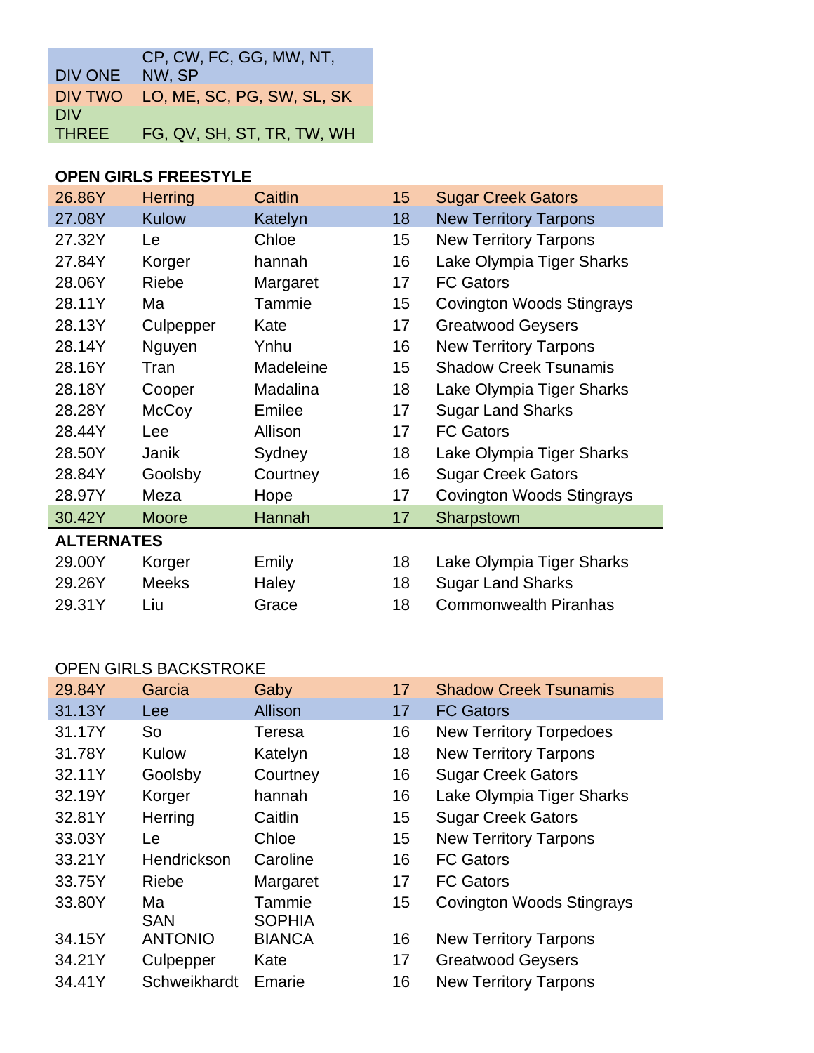| DIV ONE | CP, CW, FC, GG, MW, NT, NW, SP |
|---|---|
| DIV TWO | LO, ME, SC, PG, SW, SL, SK |
| DIV THREE | FG, QV, SH, ST, TR, TW, WH |

**OPEN GIRLS FREESTYLE**

| Time | Last | First | Age | Team |
|---|---|---|---|---|
| 26.86Y | Herring | Caitlin | 15 | Sugar Creek Gators |
| 27.08Y | Kulow | Katelyn | 18 | New Territory Tarpons |
| 27.32Y | Le | Chloe | 15 | New Territory Tarpons |
| 27.84Y | Korger | hannah | 16 | Lake Olympia Tiger Sharks |
| 28.06Y | Riebe | Margaret | 17 | FC Gators |
| 28.11Y | Ma | Tammie | 15 | Covington Woods Stingrays |
| 28.13Y | Culpepper | Kate | 17 | Greatwood Geysers |
| 28.14Y | Nguyen | Ynhu | 16 | New Territory Tarpons |
| 28.16Y | Tran | Madeleine | 15 | Shadow Creek Tsunamis |
| 28.18Y | Cooper | Madalina | 18 | Lake Olympia Tiger Sharks |
| 28.28Y | McCoy | Emilee | 17 | Sugar Land Sharks |
| 28.44Y | Lee | Allison | 17 | FC Gators |
| 28.50Y | Janik | Sydney | 18 | Lake Olympia Tiger Sharks |
| 28.84Y | Goolsby | Courtney | 16 | Sugar Creek Gators |
| 28.97Y | Meza | Hope | 17 | Covington Woods Stingrays |
| 30.42Y | Moore | Hannah | 17 | Sharpstown |

**ALTERNATES**

| Time | Last | First | Age | Team |
|---|---|---|---|---|
| 29.00Y | Korger | Emily | 18 | Lake Olympia Tiger Sharks |
| 29.26Y | Meeks | Haley | 18 | Sugar Land Sharks |
| 29.31Y | Liu | Grace | 18 | Commonwealth Piranhas |

OPEN GIRLS BACKSTROKE

| Time | Last | First | Age | Team |
|---|---|---|---|---|
| 29.84Y | Garcia | Gaby | 17 | Shadow Creek Tsunamis |
| 31.13Y | Lee | Allison | 17 | FC Gators |
| 31.17Y | So | Teresa | 16 | New Territory Torpedoes |
| 31.78Y | Kulow | Katelyn | 18 | New Territory Tarpons |
| 32.11Y | Goolsby | Courtney | 16 | Sugar Creek Gators |
| 32.19Y | Korger | hannah | 16 | Lake Olympia Tiger Sharks |
| 32.81Y | Herring | Caitlin | 15 | Sugar Creek Gators |
| 33.03Y | Le | Chloe | 15 | New Territory Tarpons |
| 33.21Y | Hendrickson | Caroline | 16 | FC Gators |
| 33.75Y | Riebe | Margaret | 17 | FC Gators |
| 33.80Y | Ma | Tammie | 15 | Covington Woods Stingrays |
| 34.15Y | SAN ANTONIO | SOPHIA BIANCA | 16 | New Territory Tarpons |
| 34.21Y | Culpepper | Kate | 17 | Greatwood Geysers |
| 34.41Y | Schweikhardt | Emarie | 16 | New Territory Tarpons |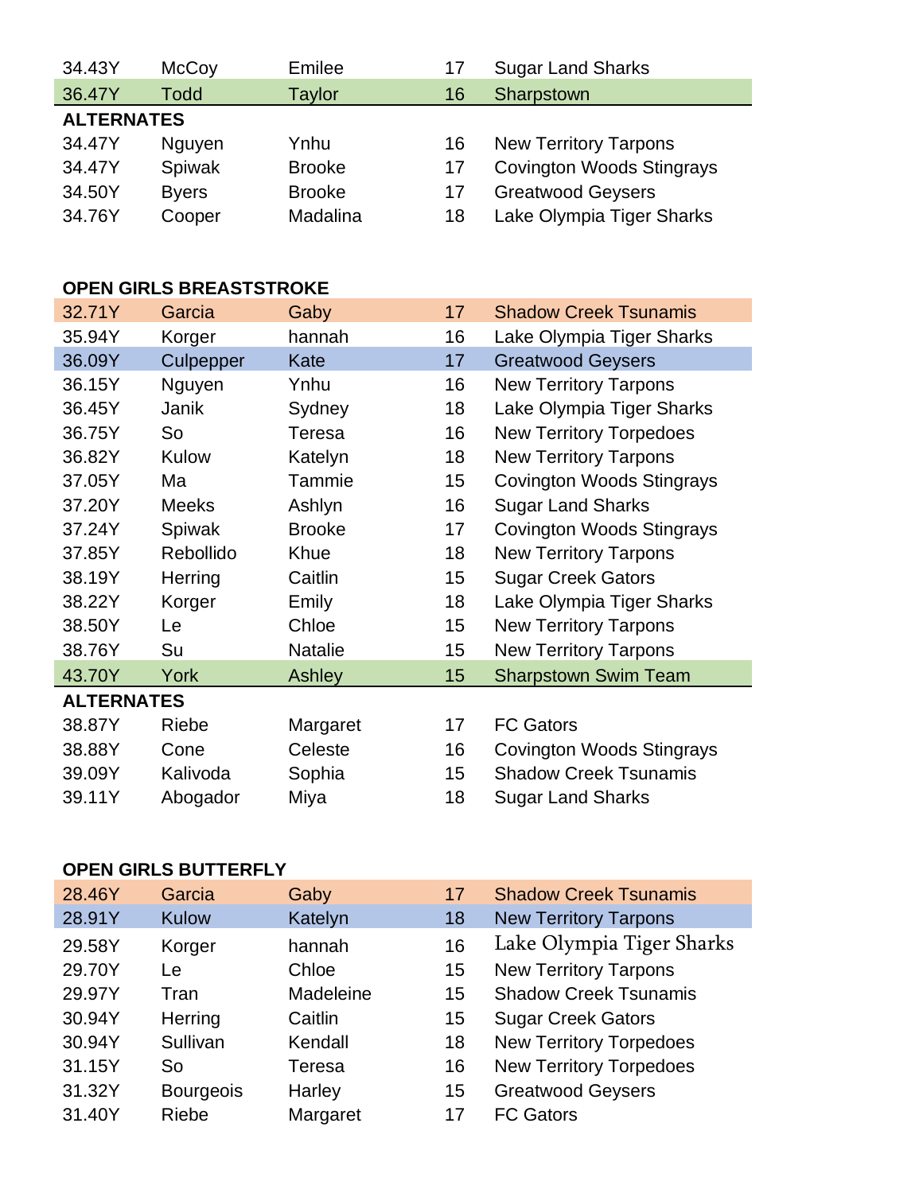| | | | | |
|---|---|---|---|---|
| 34.43Y | McCoy | Emilee | 17 | Sugar Land Sharks |
| 36.47Y | Todd | Taylor | 16 | Sharpstown |
| **ALTERNATES** | | | | |
| 34.47Y | Nguyen | Ynhu | 16 | New Territory Tarpons |
| 34.47Y | Spiwak | Brooke | 17 | Covington Woods Stingrays |
| 34.50Y | Byers | Brooke | 17 | Greatwood Geysers |
| 34.76Y | Cooper | Madalina | 18 | Lake Olympia Tiger Sharks |

**OPEN GIRLS BREASTSTROKE**

| | | | | |
|---|---|---|---|---|
| 32.71Y | Garcia | Gaby | 17 | Shadow Creek Tsunamis |
| 35.94Y | Korger | hannah | 16 | Lake Olympia Tiger Sharks |
| 36.09Y | Culpepper | Kate | 17 | Greatwood Geysers |
| 36.15Y | Nguyen | Ynhu | 16 | New Territory Tarpons |
| 36.45Y | Janik | Sydney | 18 | Lake Olympia Tiger Sharks |
| 36.75Y | So | Teresa | 16 | New Territory Torpedoes |
| 36.82Y | Kulow | Katelyn | 18 | New Territory Tarpons |
| 37.05Y | Ma | Tammie | 15 | Covington Woods Stingrays |
| 37.20Y | Meeks | Ashlyn | 16 | Sugar Land Sharks |
| 37.24Y | Spiwak | Brooke | 17 | Covington Woods Stingrays |
| 37.85Y | Rebollido | Khue | 18 | New Territory Tarpons |
| 38.19Y | Herring | Caitlin | 15 | Sugar Creek Gators |
| 38.22Y | Korger | Emily | 18 | Lake Olympia Tiger Sharks |
| 38.50Y | Le | Chloe | 15 | New Territory Tarpons |
| 38.76Y | Su | Natalie | 15 | New Territory Tarpons |
| 43.70Y | York | Ashley | 15 | Sharpstown Swim Team |
| **ALTERNATES** | | | | |
| 38.87Y | Riebe | Margaret | 17 | FC Gators |
| 38.88Y | Cone | Celeste | 16 | Covington Woods Stingrays |
| 39.09Y | Kalivoda | Sophia | 15 | Shadow Creek Tsunamis |
| 39.11Y | Abogador | Miya | 18 | Sugar Land Sharks |

**OPEN GIRLS BUTTERFLY**

| | | | | |
|---|---|---|---|---|
| 28.46Y | Garcia | Gaby | 17 | Shadow Creek Tsunamis |
| 28.91Y | Kulow | Katelyn | 18 | New Territory Tarpons |
| 29.58Y | Korger | hannah | 16 | Lake Olympia Tiger Sharks |
| 29.70Y | Le | Chloe | 15 | New Territory Tarpons |
| 29.97Y | Tran | Madeleine | 15 | Shadow Creek Tsunamis |
| 30.94Y | Herring | Caitlin | 15 | Sugar Creek Gators |
| 30.94Y | Sullivan | Kendall | 18 | New Territory Torpedoes |
| 31.15Y | So | Teresa | 16 | New Territory Torpedoes |
| 31.32Y | Bourgeois | Harley | 15 | Greatwood Geysers |
| 31.40Y | Riebe | Margaret | 17 | FC Gators |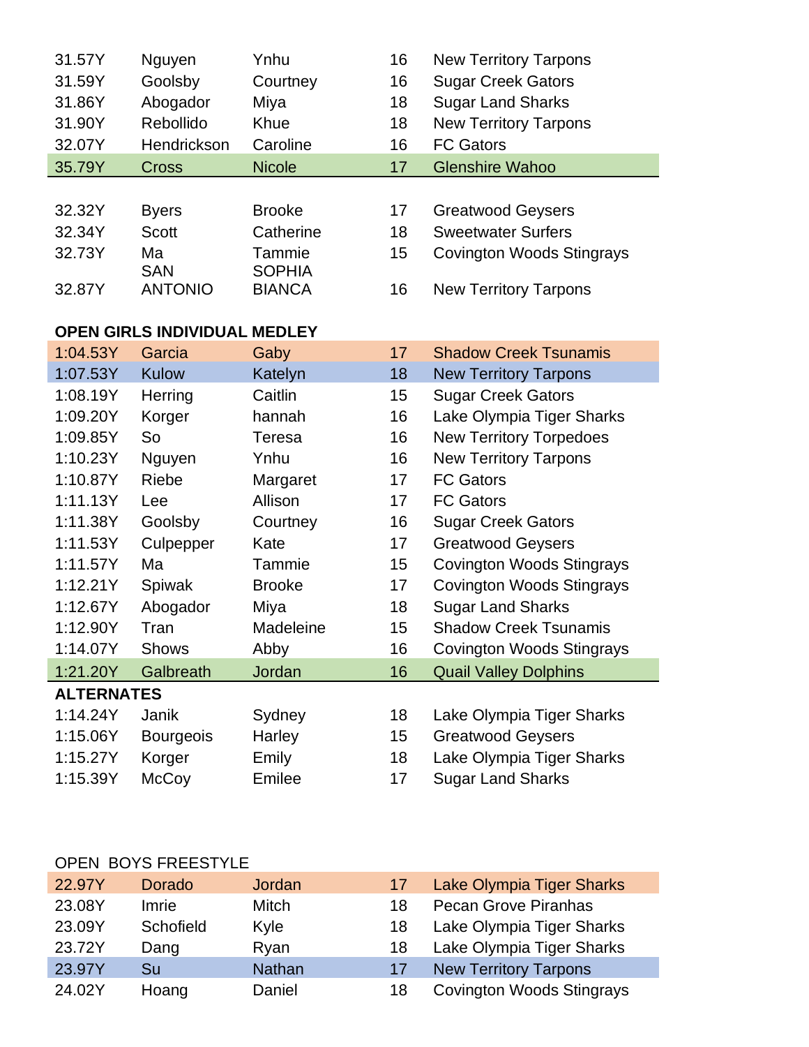| | | | | |
|---|---|---|---|---|
| 31.57Y | Nguyen | Ynhu | 16 | New Territory Tarpons |
| 31.59Y | Goolsby | Courtney | 16 | Sugar Creek Gators |
| 31.86Y | Abogador | Miya | 18 | Sugar Land Sharks |
| 31.90Y | Rebollido | Khue | 18 | New Territory Tarpons |
| 32.07Y | Hendrickson | Caroline | 16 | FC Gators |
| 35.79Y | Cross | Nicole | 17 | Glenshire Wahoo |

| | | | | |
|---|---|---|---|---|
| 32.32Y | Byers | Brooke | 17 | Greatwood Geysers |
| 32.34Y | Scott | Catherine | 18 | Sweetwater Surfers |
| 32.73Y | Ma | Tammie | 15 | Covington Woods Stingrays |
| 32.87Y | SAN ANTONIO | SOPHIA BIANCA | 16 | New Territory Tarpons |

**OPEN GIRLS INDIVIDUAL MEDLEY**

| | | | | |
|---|---|---|---|---|
| 1:04.53Y | Garcia | Gaby | 17 | Shadow Creek Tsunamis |
| 1:07.53Y | Kulow | Katelyn | 18 | New Territory Tarpons |
| 1:08.19Y | Herring | Caitlin | 15 | Sugar Creek Gators |
| 1:09.20Y | Korger | hannah | 16 | Lake Olympia Tiger Sharks |
| 1:09.85Y | So | Teresa | 16 | New Territory Torpedoes |
| 1:10.23Y | Nguyen | Ynhu | 16 | New Territory Tarpons |
| 1:10.87Y | Riebe | Margaret | 17 | FC Gators |
| 1:11.13Y | Lee | Allison | 17 | FC Gators |
| 1:11.38Y | Goolsby | Courtney | 16 | Sugar Creek Gators |
| 1:11.53Y | Culpepper | Kate | 17 | Greatwood Geysers |
| 1:11.57Y | Ma | Tammie | 15 | Covington Woods Stingrays |
| 1:12.21Y | Spiwak | Brooke | 17 | Covington Woods Stingrays |
| 1:12.67Y | Abogador | Miya | 18 | Sugar Land Sharks |
| 1:12.90Y | Tran | Madeleine | 15 | Shadow Creek Tsunamis |
| 1:14.07Y | Shows | Abby | 16 | Covington Woods Stingrays |
| 1:21.20Y | Galbreath | Jordan | 16 | Quail Valley Dolphins |

**ALTERNATES**

| | | | | |
|---|---|---|---|---|
| 1:14.24Y | Janik | Sydney | 18 | Lake Olympia Tiger Sharks |
| 1:15.06Y | Bourgeois | Harley | 15 | Greatwood Geysers |
| 1:15.27Y | Korger | Emily | 18 | Lake Olympia Tiger Sharks |
| 1:15.39Y | McCoy | Emilee | 17 | Sugar Land Sharks |

OPEN BOYS FREESTYLE

| | | | | |
|---|---|---|---|---|
| 22.97Y | Dorado | Jordan | 17 | Lake Olympia Tiger Sharks |
| 23.08Y | Imrie | Mitch | 18 | Pecan Grove Piranhas |
| 23.09Y | Schofield | Kyle | 18 | Lake Olympia Tiger Sharks |
| 23.72Y | Dang | Ryan | 18 | Lake Olympia Tiger Sharks |
| 23.97Y | Su | Nathan | 17 | New Territory Tarpons |
| 24.02Y | Hoang | Daniel | 18 | Covington Woods Stingrays |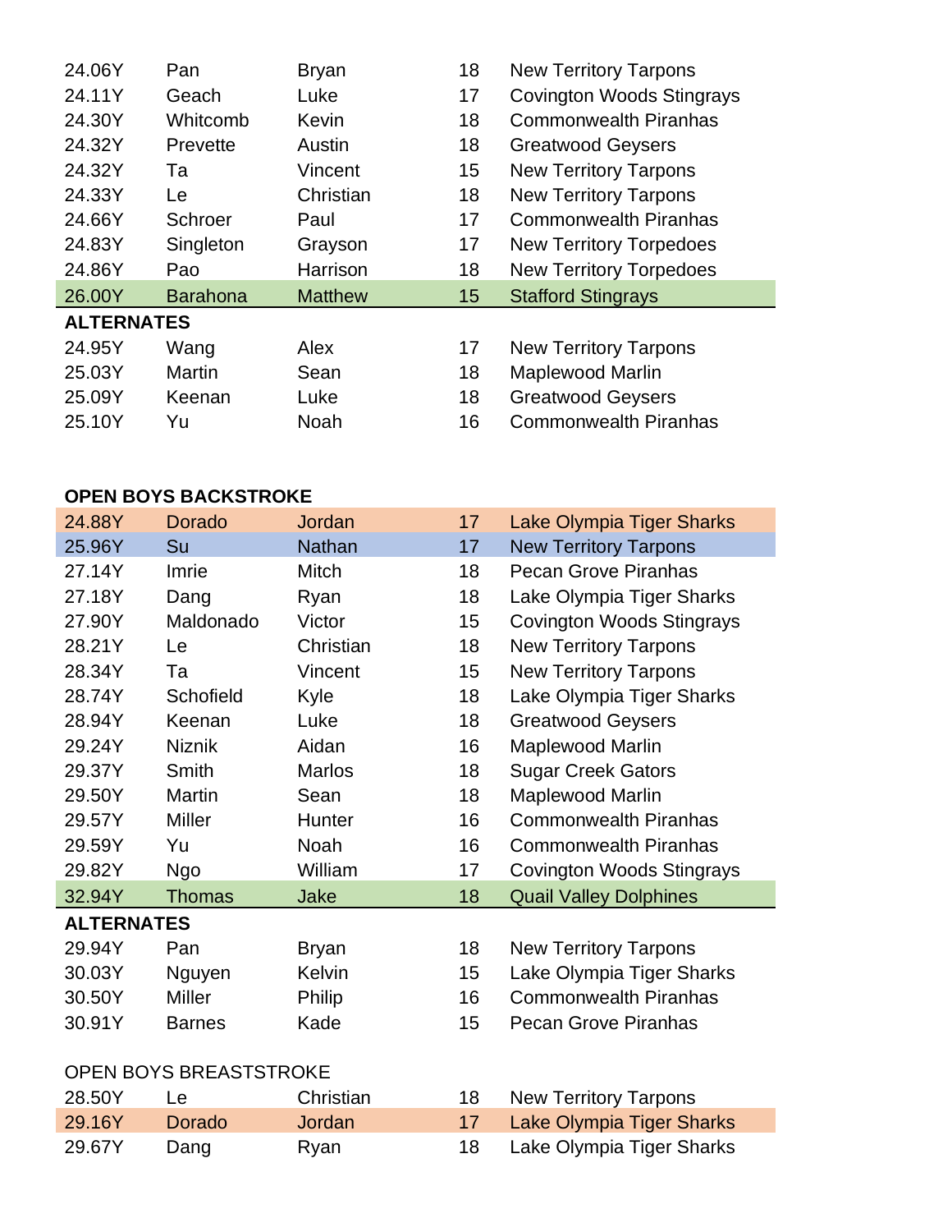| | | | | |
|---|---|---|---|---|
| 24.06Y | Pan | Bryan | 18 | New Territory Tarpons |
| 24.11Y | Geach | Luke | 17 | Covington Woods Stingrays |
| 24.30Y | Whitcomb | Kevin | 18 | Commonwealth Piranhas |
| 24.32Y | Prevette | Austin | 18 | Greatwood Geysers |
| 24.32Y | Ta | Vincent | 15 | New Territory Tarpons |
| 24.33Y | Le | Christian | 18 | New Territory Tarpons |
| 24.66Y | Schroer | Paul | 17 | Commonwealth Piranhas |
| 24.83Y | Singleton | Grayson | 17 | New Territory Torpedoes |
| 24.86Y | Pao | Harrison | 18 | New Territory Torpedoes |
| 26.00Y | Barahona | Matthew | 15 | Stafford Stingrays |

**ALTERNATES**

| | | | | |
|---|---|---|---|---|
| 24.95Y | Wang | Alex | 17 | New Territory Tarpons |
| 25.03Y | Martin | Sean | 18 | Maplewood Marlin |
| 25.09Y | Keenan | Luke | 18 | Greatwood Geysers |
| 25.10Y | Yu | Noah | 16 | Commonwealth Piranhas |

**OPEN BOYS BACKSTROKE**

| | | | | |
|---|---|---|---|---|
| 24.88Y | Dorado | Jordan | 17 | Lake Olympia Tiger Sharks |
| 25.96Y | Su | Nathan | 17 | New Territory Tarpons |
| 27.14Y | Imrie | Mitch | 18 | Pecan Grove Piranhas |
| 27.18Y | Dang | Ryan | 18 | Lake Olympia Tiger Sharks |
| 27.90Y | Maldonado | Victor | 15 | Covington Woods Stingrays |
| 28.21Y | Le | Christian | 18 | New Territory Tarpons |
| 28.34Y | Ta | Vincent | 15 | New Territory Tarpons |
| 28.74Y | Schofield | Kyle | 18 | Lake Olympia Tiger Sharks |
| 28.94Y | Keenan | Luke | 18 | Greatwood Geysers |
| 29.24Y | Niznik | Aidan | 16 | Maplewood Marlin |
| 29.37Y | Smith | Marlos | 18 | Sugar Creek Gators |
| 29.50Y | Martin | Sean | 18 | Maplewood Marlin |
| 29.57Y | Miller | Hunter | 16 | Commonwealth Piranhas |
| 29.59Y | Yu | Noah | 16 | Commonwealth Piranhas |
| 29.82Y | Ngo | William | 17 | Covington Woods Stingrays |
| 32.94Y | Thomas | Jake | 18 | Quail Valley Dolphines |

**ALTERNATES**

| | | | | |
|---|---|---|---|---|
| 29.94Y | Pan | Bryan | 18 | New Territory Tarpons |
| 30.03Y | Nguyen | Kelvin | 15 | Lake Olympia Tiger Sharks |
| 30.50Y | Miller | Philip | 16 | Commonwealth Piranhas |
| 30.91Y | Barnes | Kade | 15 | Pecan Grove Piranhas |

OPEN BOYS BREASTSTROKE

| | | | | |
|---|---|---|---|---|
| 28.50Y | Le | Christian | 18 | New Territory Tarpons |
| 29.16Y | Dorado | Jordan | 17 | Lake Olympia Tiger Sharks |
| 29.67Y | Dang | Ryan | 18 | Lake Olympia Tiger Sharks |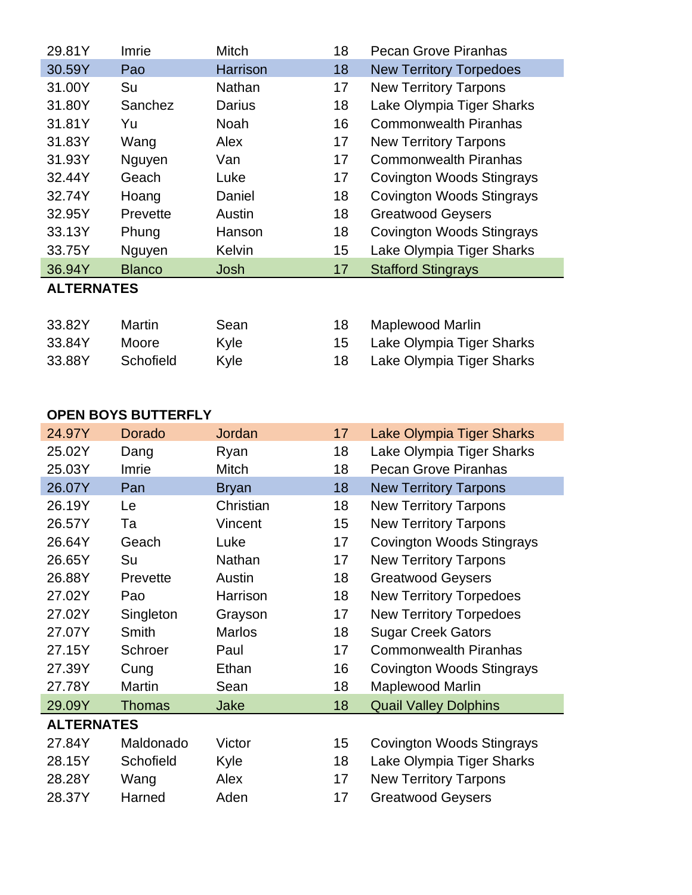| | | | | |
|---|---|---|---|---|
| 29.81Y | Imrie | Mitch | 18 | Pecan Grove Piranhas |
| 30.59Y | Pao | Harrison | 18 | New Territory Torpedoes |
| 31.00Y | Su | Nathan | 17 | New Territory Tarpons |
| 31.80Y | Sanchez | Darius | 18 | Lake Olympia Tiger Sharks |
| 31.81Y | Yu | Noah | 16 | Commonwealth Piranhas |
| 31.83Y | Wang | Alex | 17 | New Territory Tarpons |
| 31.93Y | Nguyen | Van | 17 | Commonwealth Piranhas |
| 32.44Y | Geach | Luke | 17 | Covington Woods Stingrays |
| 32.74Y | Hoang | Daniel | 18 | Covington Woods Stingrays |
| 32.95Y | Prevette | Austin | 18 | Greatwood Geysers |
| 33.13Y | Phung | Hanson | 18 | Covington Woods Stingrays |
| 33.75Y | Nguyen | Kelvin | 15 | Lake Olympia Tiger Sharks |
| 36.94Y | Blanco | Josh | 17 | Stafford Stingrays |

**ALTERNATES**

| | | | | |
|---|---|---|---|---|
| 33.82Y | Martin | Sean | 18 | Maplewood Marlin |
| 33.84Y | Moore | Kyle | 15 | Lake Olympia Tiger Sharks |
| 33.88Y | Schofield | Kyle | 18 | Lake Olympia Tiger Sharks |

**OPEN BOYS BUTTERFLY**

| | | | | |
|---|---|---|---|---|
| 24.97Y | Dorado | Jordan | 17 | Lake Olympia Tiger Sharks |
| 25.02Y | Dang | Ryan | 18 | Lake Olympia Tiger Sharks |
| 25.03Y | Imrie | Mitch | 18 | Pecan Grove Piranhas |
| 26.07Y | Pan | Bryan | 18 | New Territory Tarpons |
| 26.19Y | Le | Christian | 18 | New Territory Tarpons |
| 26.57Y | Ta | Vincent | 15 | New Territory Tarpons |
| 26.64Y | Geach | Luke | 17 | Covington Woods Stingrays |
| 26.65Y | Su | Nathan | 17 | New Territory Tarpons |
| 26.88Y | Prevette | Austin | 18 | Greatwood Geysers |
| 27.02Y | Pao | Harrison | 18 | New Territory Torpedoes |
| 27.02Y | Singleton | Grayson | 17 | New Territory Torpedoes |
| 27.07Y | Smith | Marlos | 18 | Sugar Creek Gators |
| 27.15Y | Schroer | Paul | 17 | Commonwealth Piranhas |
| 27.39Y | Cung | Ethan | 16 | Covington Woods Stingrays |
| 27.78Y | Martin | Sean | 18 | Maplewood Marlin |
| 29.09Y | Thomas | Jake | 18 | Quail Valley Dolphins |

**ALTERNATES**

| | | | | |
|---|---|---|---|---|
| 27.84Y | Maldonado | Victor | 15 | Covington Woods Stingrays |
| 28.15Y | Schofield | Kyle | 18 | Lake Olympia Tiger Sharks |
| 28.28Y | Wang | Alex | 17 | New Territory Tarpons |
| 28.37Y | Harned | Aden | 17 | Greatwood Geysers |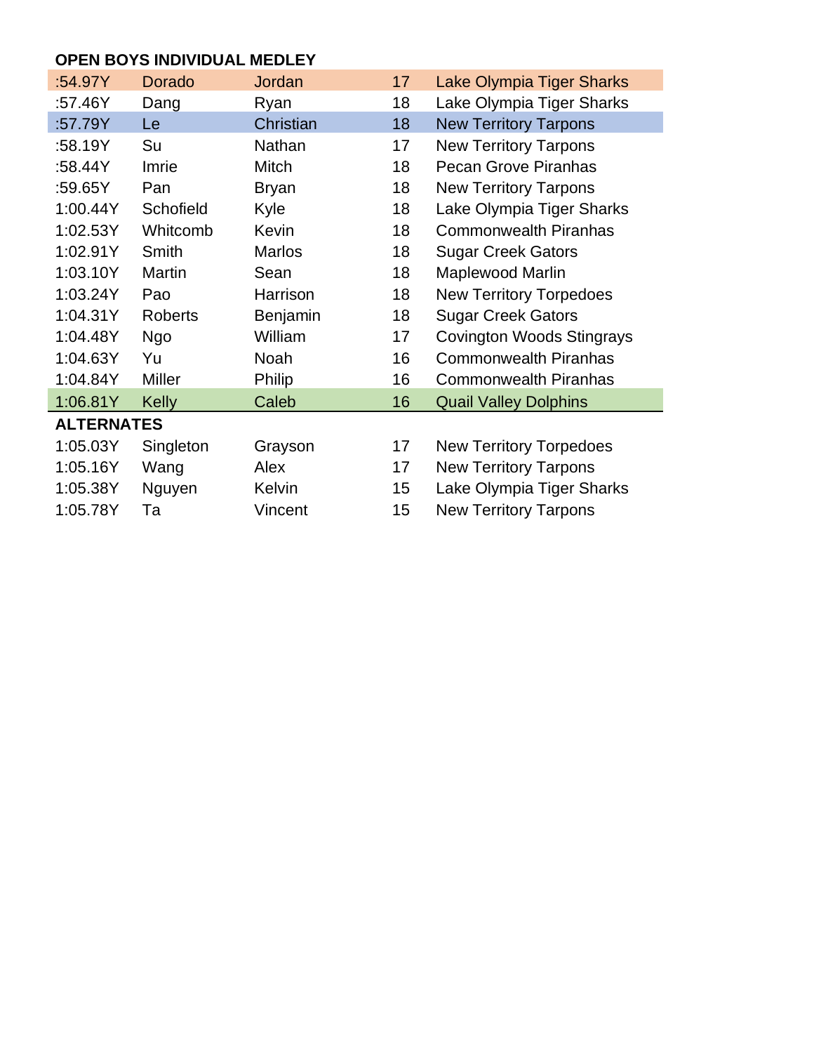**OPEN BOYS INDIVIDUAL MEDLEY**

| | | | | |
|---|---|---|---|---|
| :54.97Y | Dorado | Jordan | 17 | Lake Olympia Tiger Sharks |
| :57.46Y | Dang | Ryan | 18 | Lake Olympia Tiger Sharks |
| :57.79Y | Le | Christian | 18 | New Territory Tarpons |
| :58.19Y | Su | Nathan | 17 | New Territory Tarpons |
| :58.44Y | Imrie | Mitch | 18 | Pecan Grove Piranhas |
| :59.65Y | Pan | Bryan | 18 | New Territory Tarpons |
| 1:00.44Y | Schofield | Kyle | 18 | Lake Olympia Tiger Sharks |
| 1:02.53Y | Whitcomb | Kevin | 18 | Commonwealth Piranhas |
| 1:02.91Y | Smith | Marlos | 18 | Sugar Creek Gators |
| 1:03.10Y | Martin | Sean | 18 | Maplewood Marlin |
| 1:03.24Y | Pao | Harrison | 18 | New Territory Torpedoes |
| 1:04.31Y | Roberts | Benjamin | 18 | Sugar Creek Gators |
| 1:04.48Y | Ngo | William | 17 | Covington Woods Stingrays |
| 1:04.63Y | Yu | Noah | 16 | Commonwealth Piranhas |
| 1:04.84Y | Miller | Philip | 16 | Commonwealth Piranhas |
| 1:06.81Y | Kelly | Caleb | 16 | Quail Valley Dolphins |

**ALTERNATES**

| | | | | |
|---|---|---|---|---|
| 1:05.03Y | Singleton | Grayson | 17 | New Territory Torpedoes |
| 1:05.16Y | Wang | Alex | 17 | New Territory Tarpons |
| 1:05.38Y | Nguyen | Kelvin | 15 | Lake Olympia Tiger Sharks |
| 1:05.78Y | Ta | Vincent | 15 | New Territory Tarpons |